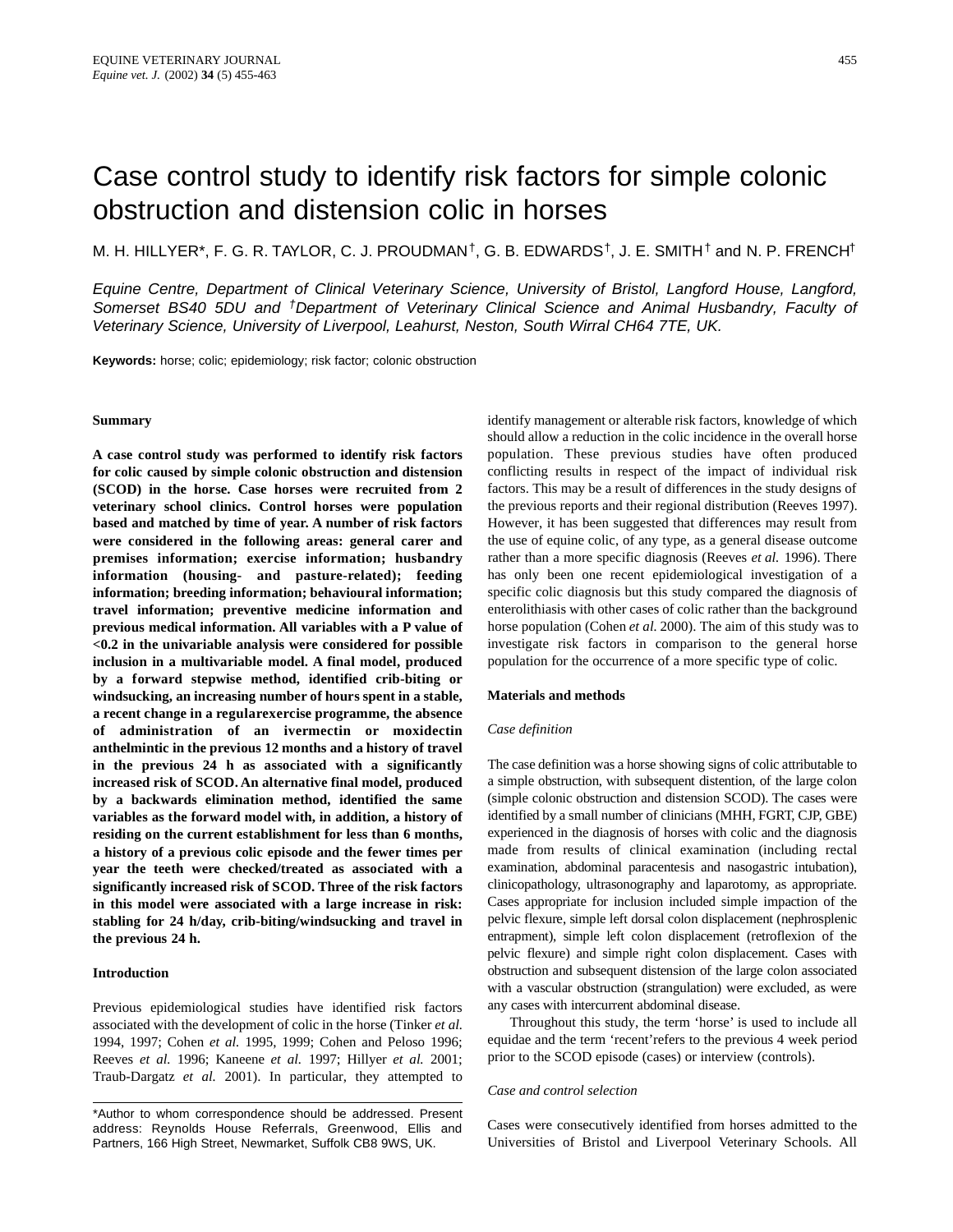# Case control study to identify risk factors for simple colonic obstruction and distension colic in horses

M. H. HILLYER*, F. G. R. TAYLOR, C. J. PROUDMAN†, G. B. EDWARDS†, J. E. SMITH† and N. P. FRENCH†

*Equine Centre, Department of Clinical Veterinary Science, University of Bristol, Langford House, Langford, Somerset BS40 5DU and †Department of Veterinary Clinical Science and Animal Husbandry, Faculty of Veterinary Science, University of Liverpool, Leahurst, Neston, South Wirral CH64 7TE, UK.*

**Keywords:** horse; colic; epidemiology; risk factor; colonic obstruction

## Summary

**A case control study was performed to identify risk factors for colic caused by simple colonic obstruction and distension (SCOD) in the horse. Case horses were recruited from 2 veterinary school clinics. Control horses were population based and matched by time of year. A number of risk factors were considered in the following areas: general carer and premises information; exercise information; husbandry information (housing- and pasture-related); feeding information; breeding information; behavioural information; travel information; preventive medicine information and previous medical information. All variables with a P value of <0.2 in the univariable analysis were considered for possible inclusion in a multivariable model. A final model, produced by a forward stepwise method, identified crib-biting or windsucking, an increasing number of hours spent in a stable, a recent change in a regularexercise programme, the absence of administration of an ivermectin or moxidectin anthelmintic in the previous 12 months and a history of travel in the previous 24 h as associated with a significantly increased risk of SCOD. An alternative final model, produced by a backwards elimination method, identified the same variables as the forward model with, in addition, a history of residing on the current establishment for less than 6 months, a history of a previous colic episode and the fewer times per year the teeth were checked/treated as associated with a significantly increased risk of SCOD. Three of the risk factors in this model were associated with a large increase in risk: stabling for 24 h/day, crib-biting/windsucking and travel in the previous 24 h.**

## Introduction

Previous epidemiological studies have identified risk factors associated with the development of colic in the horse (Tinker *et al.* 1994, 1997; Cohen *et al.* 1995, 1999; Cohen and Peloso 1996; Reeves *et al.* 1996; Kaneene *et al.* 1997; Hillyer *et al.* 2001; Traub-Dargatz *et al.* 2001). In particular, they attempted to identify management or alterable risk factors, knowledge of which should allow a reduction in the colic incidence in the overall horse population. These previous studies have often produced conflicting results in respect of the impact of individual risk factors. This may be a result of differences in the study designs of the previous reports and their regional distribution (Reeves 1997). However, it has been suggested that differences may result from the use of equine colic, of any type, as a general disease outcome rather than a more specific diagnosis (Reeves *et al.* 1996). There has only been one recent epidemiological investigation of a specific colic diagnosis but this study compared the diagnosis of enterolithiasis with other cases of colic rather than the background horse population (Cohen *et al.* 2000). The aim of this study was to investigate risk factors in comparison to the general horse population for the occurrence of a more specific type of colic.

## Materials and methods

### *Case definition*

The case definition was a horse showing signs of colic attributable to a simple obstruction, with subsequent distention, of the large colon (simple colonic obstruction and distension SCOD). The cases were identified by a small number of clinicians (MHH, FGRT, CJP, GBE) experienced in the diagnosis of horses with colic and the diagnosis made from results of clinical examination (including rectal examination, abdominal paracentesis and nasogastric intubation), clinicopathology, ultrasonography and laparotomy, as appropriate. Cases appropriate for inclusion included simple impaction of the pelvic flexure, simple left dorsal colon displacement (nephrosplenic entrapment), simple left colon displacement (retroflexion of the pelvic flexure) and simple right colon displacement. Cases with obstruction and subsequent distension of the large colon associated with a vascular obstruction (strangulation) were excluded, as were any cases with intercurrent abdominal disease.

Throughout this study, the term 'horse' is used to include all equidae and the term 'recent' refers to the previous 4 week period prior to the SCOD episode (cases) or interview (controls).

### *Case and control selection*

Cases were consecutively identified from horses admitted to the Universities of Bristol and Liverpool Veterinary Schools. All

*Author to whom correspondence should be addressed. Present address: Reynolds House Referrals, Greenwood, Ellis and Partners, 166 High Street, Newmarket, Suffolk CB8 9WS, UK.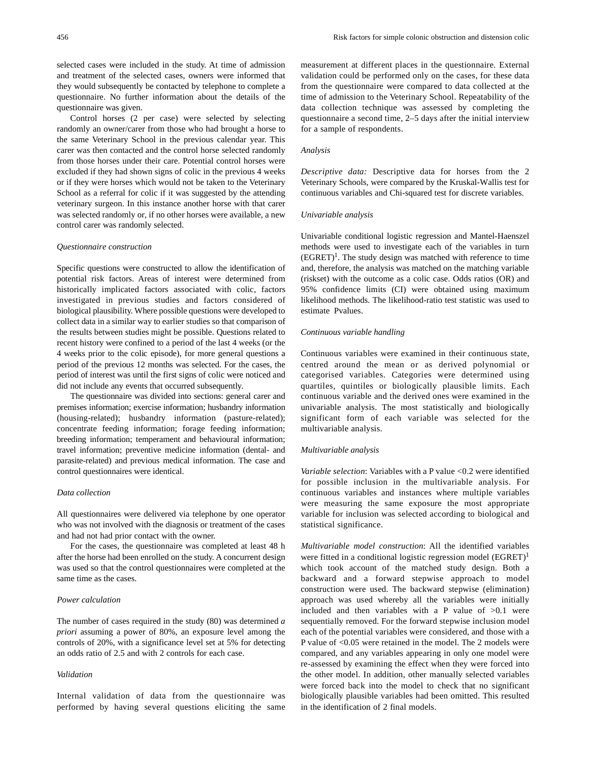selected cases were included in the study. At time of admission and treatment of the selected cases, owners were informed that they would subsequently be contacted by telephone to complete a questionnaire. No further information about the details of the questionnaire was given.

Control horses (2 per case) were selected by selecting randomly an owner/carer from those who had brought a horse to the same Veterinary School in the previous calendar year. This carer was then contacted and the control horse selected randomly from those horses under their care. Potential control horses were excluded if they had shown signs of colic in the previous 4 weeks or if they were horses which would not be taken to the Veterinary School as a referral for colic if it was suggested by the attending veterinary surgeon. In this instance another horse with that carer was selected randomly or, if no other horses were available, a new control carer was randomly selected.

### *Questionnaire construction*

Specific questions were constructed to allow the identification of potential risk factors. Areas of interest were determined from historically implicated factors associated with colic, factors investigated in previous studies and factors considered of biological plausibility. Where possible questions were developed to collect data in a similar way to earlier studies so that comparison of the results between studies might be possible. Questions related to recent history were confined to a period of the last 4 weeks (or the 4 weeks prior to the colic episode), for more general questions a period of the previous 12 months was selected. For the cases, the period of interest was until the first signs of colic were noticed and did not include any events that occurred subsequently.

The questionnaire was divided into sections: general carer and premises information; exercise information; husbandry information (housing-related); husbandry information (pasture-related); concentrate feeding information; forage feeding information; breeding information; temperament and behavioural information; travel information; preventive medicine information (dental- and parasite-related) and previous medical information. The case and control questionnaires were identical.

### *Data collection*

All questionnaires were delivered via telephone by one operator who was not involved with the diagnosis or treatment of the cases and had not had prior contact with the owner.

For the cases, the questionnaire was completed at least 48 h after the horse had been enrolled on the study. A concurrent design was used so that the control questionnaires were completed at the same time as the cases.

### *Power calculation*

The number of cases required in the study (80) was determined *a priori* assuming a power of 80%, an exposure level among the controls of 20%, with a significance level set at 5% for detecting an odds ratio of 2.5 and with 2 controls for each case.

### *Validation*

Internal validation of data from the questionnaire was performed by having several questions eliciting the same measurement at different places in the questionnaire. External validation could be performed only on the cases, for these data from the questionnaire were compared to data collected at the time of admission to the Veterinary School. Repeatability of the data collection technique was assessed by completing the questionnaire a second time, 2–5 days after the initial interview for a sample of respondents.

### *Analysis*

*Descriptive data:* Descriptive data for horses from the 2 Veterinary Schools, were compared by the Kruskal-Wallis test for continuous variables and Chi-squared test for discrete variables.

### *Univariable analysis*

Univariable conditional logistic regression and Mantel-Haenszel methods were used to investigate each of the variables in turn (EGRET)[1]. The study design was matched with reference to time and, therefore, the analysis was matched on the matching variable (riskset) with the outcome as a colic case. Odds ratios (OR) and 95% confidence limits (CI) were obtained using maximum likelihood methods. The likelihood-ratio test statistic was used to estimate Pvalues.

### *Continuous variable handling*

Continuous variables were examined in their continuous state, centred around the mean or as derived polynomial or categorised variables. Categories were determined using quartiles, quintiles or biologically plausible limits. Each continuous variable and the derived ones were examined in the univariable analysis. The most statistically and biologically significant form of each variable was selected for the multivariable analysis.

### *Multivariable analysis*

*Variable selection*: Variables with a P value <0.2 were identified for possible inclusion in the multivariable analysis. For continuous variables and instances where multiple variables were measuring the same exposure the most appropriate variable for inclusion was selected according to biological and statistical significance.

*Multivariable model construction*: All the identified variables were fitted in a conditional logistic regression model (EGRET)[1] which took account of the matched study design. Both a backward and a forward stepwise approach to model construction were used. The backward stepwise (elimination) approach was used whereby all the variables were initially included and then variables with a P value of >0.1 were sequentially removed. For the forward stepwise inclusion model each of the potential variables were considered, and those with a P value of <0.05 were retained in the model. The 2 models were compared, and any variables appearing in only one model were re-assessed by examining the effect when they were forced into the other model. In addition, other manually selected variables were forced back into the model to check that no significant biologically plausible variables had been omitted. This resulted in the identification of 2 final models.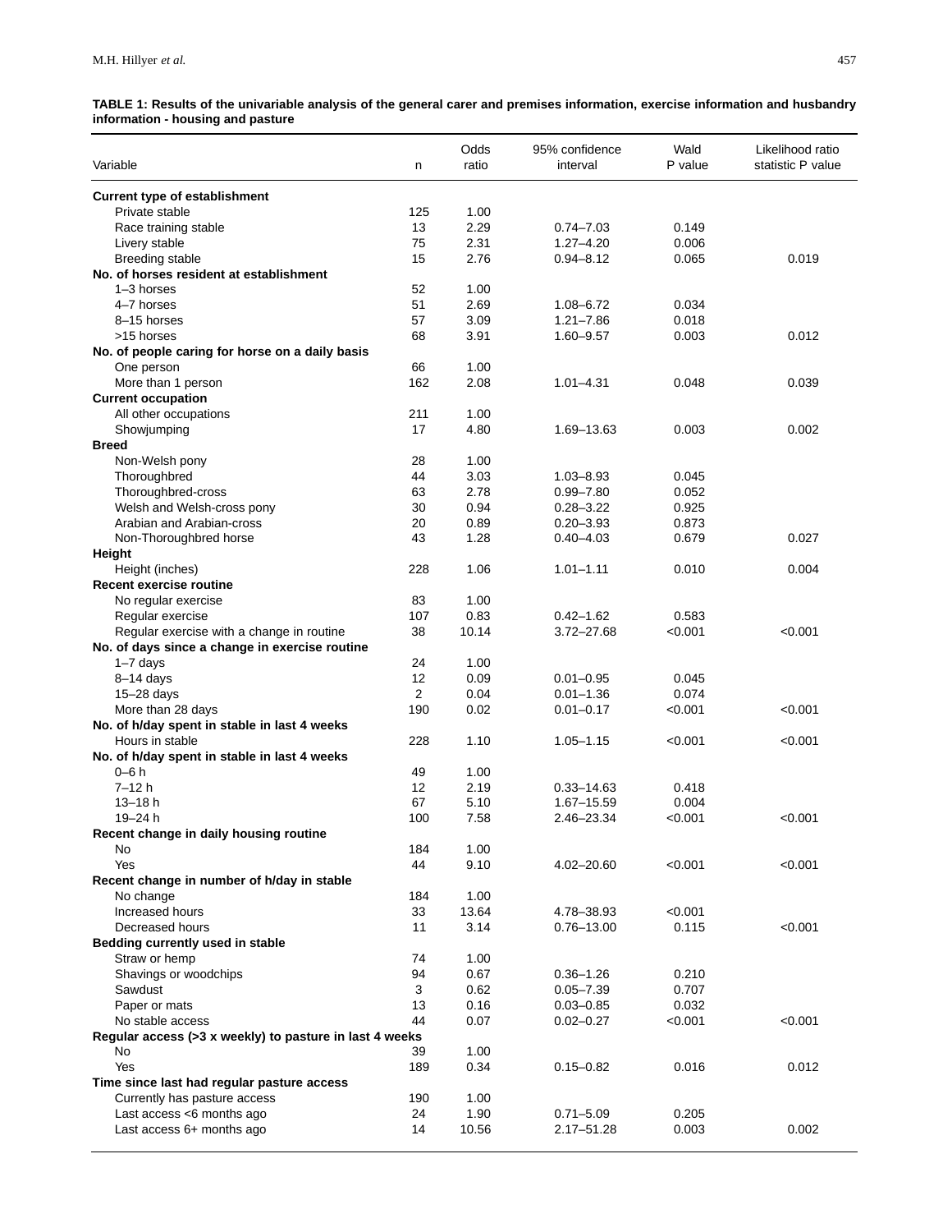**TABLE 1: Results of the univariable analysis of the general carer and premises information, exercise information and husbandry information - housing and pasture**

| Variable | n | Odds ratio | 95% confidence interval | Wald P value | Likelihood ratio statistic P value |
|---|---|---|---|---|---|
| **Current type of establishment** | | | | | |
| Private stable | 125 | 1.00 | | | |
| Race training stable | 13 | 2.29 | 0.74–7.03 | 0.149 | |
| Livery stable | 75 | 2.31 | 1.27–4.20 | 0.006 | |
| Breeding stable | 15 | 2.76 | 0.94–8.12 | 0.065 | 0.019 |
| **No. of horses resident at establishment** | | | | | |
| 1–3 horses | 52 | 1.00 | | | |
| 4–7 horses | 51 | 2.69 | 1.08–6.72 | 0.034 | |
| 8–15 horses | 57 | 3.09 | 1.21–7.86 | 0.018 | |
| >15 horses | 68 | 3.91 | 1.60–9.57 | 0.003 | 0.012 |
| **No. of people caring for horse on a daily basis** | | | | | |
| One person | 66 | 1.00 | | | |
| More than 1 person | 162 | 2.08 | 1.01–4.31 | 0.048 | 0.039 |
| **Current occupation** | | | | | |
| All other occupations | 211 | 1.00 | | | |
| Showjumping | 17 | 4.80 | 1.69–13.63 | 0.003 | 0.002 |
| **Breed** | | | | | |
| Non-Welsh pony | 28 | 1.00 | | | |
| Thoroughbred | 44 | 3.03 | 1.03–8.93 | 0.045 | |
| Thoroughbred-cross | 63 | 2.78 | 0.99–7.80 | 0.052 | |
| Welsh and Welsh-cross pony | 30 | 0.94 | 0.28–3.22 | 0.925 | |
| Arabian and Arabian-cross | 20 | 0.89 | 0.20–3.93 | 0.873 | |
| Non-Thoroughbred horse | 43 | 1.28 | 0.40–4.03 | 0.679 | 0.027 |
| **Height** | | | | | |
| Height (inches) | 228 | 1.06 | 1.01–1.11 | 0.010 | 0.004 |
| **Recent exercise routine** | | | | | |
| No regular exercise | 83 | 1.00 | | | |
| Regular exercise | 107 | 0.83 | 0.42–1.62 | 0.583 | |
| Regular exercise with a change in routine | 38 | 10.14 | 3.72–27.68 | <0.001 | <0.001 |
| **No. of days since a change in exercise routine** | | | | | |
| 1–7 days | 24 | 1.00 | | | |
| 8–14 days | 12 | 0.09 | 0.01–0.95 | 0.045 | |
| 15–28 days | 2 | 0.04 | 0.01–1.36 | 0.074 | |
| More than 28 days | 190 | 0.02 | 0.01–0.17 | <0.001 | <0.001 |
| **No. of h/day spent in stable in last 4 weeks** | | | | | |
| Hours in stable | 228 | 1.10 | 1.05–1.15 | <0.001 | <0.001 |
| **No. of h/day spent in stable in last 4 weeks** | | | | | |
| 0–6 h | 49 | 1.00 | | | |
| 7–12 h | 12 | 2.19 | 0.33–14.63 | 0.418 | |
| 13–18 h | 67 | 5.10 | 1.67–15.59 | 0.004 | |
| 19–24 h | 100 | 7.58 | 2.46–23.34 | <0.001 | <0.001 |
| **Recent change in daily housing routine** | | | | | |
| No | 184 | 1.00 | | | |
| Yes | 44 | 9.10 | 4.02–20.60 | <0.001 | <0.001 |
| **Recent change in number of h/day in stable** | | | | | |
| No change | 184 | 1.00 | | | |
| Increased hours | 33 | 13.64 | 4.78–38.93 | <0.001 | |
| Decreased hours | 11 | 3.14 | 0.76–13.00 | 0.115 | <0.001 |
| **Bedding currently used in stable** | | | | | |
| Straw or hemp | 74 | 1.00 | | | |
| Shavings or woodchips | 94 | 0.67 | 0.36–1.26 | 0.210 | |
| Sawdust | 3 | 0.62 | 0.05–7.39 | 0.707 | |
| Paper or mats | 13 | 0.16 | 0.03–0.85 | 0.032 | |
| No stable access | 44 | 0.07 | 0.02–0.27 | <0.001 | <0.001 |
| **Regular access (>3 x weekly) to pasture in last 4 weeks** | | | | | |
| No | 39 | 1.00 | | | |
| Yes | 189 | 0.34 | 0.15–0.82 | 0.016 | 0.012 |
| **Time since last had regular pasture access** | | | | | |
| Currently has pasture access | 190 | 1.00 | | | |
| Last access <6 months ago | 24 | 1.90 | 0.71–5.09 | 0.205 | |
| Last access 6+ months ago | 14 | 10.56 | 2.17–51.28 | 0.003 | 0.002 |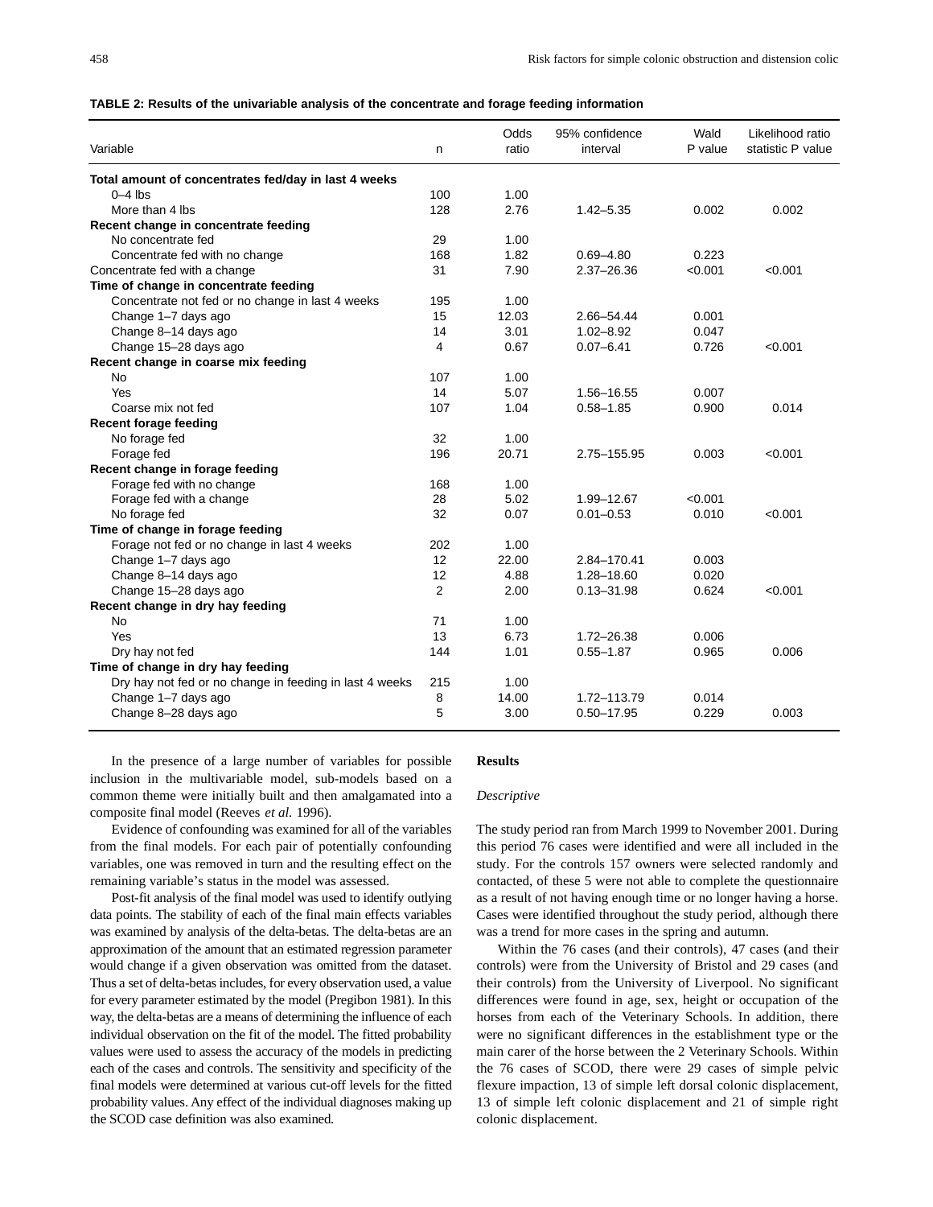**TABLE 2: Results of the univariable analysis of the concentrate and forage feeding information**

| Variable | n | Odds ratio | 95% confidence interval | Wald P value | Likelihood ratio statistic P value |
|---|---|---|---|---|---|
| **Total amount of concentrates fed/day in last 4 weeks** | | | | | |
| 0–4 lbs | 100 | 1.00 | | | |
| More than 4 lbs | 128 | 2.76 | 1.42–5.35 | 0.002 | 0.002 |
| **Recent change in concentrate feeding** | | | | | |
| No concentrate fed | 29 | 1.00 | | | |
| Concentrate fed with no change | 168 | 1.82 | 0.69–4.80 | 0.223 | |
| Concentrate fed with a change | 31 | 7.90 | 2.37–26.36 | <0.001 | <0.001 |
| **Time of change in concentrate feeding** | | | | | |
| Concentrate not fed or no change in last 4 weeks | 195 | 1.00 | | | |
| Change 1–7 days ago | 15 | 12.03 | 2.66–54.44 | 0.001 | |
| Change 8–14 days ago | 14 | 3.01 | 1.02–8.92 | 0.047 | |
| Change 15–28 days ago | 4 | 0.67 | 0.07–6.41 | 0.726 | <0.001 |
| **Recent change in coarse mix feeding** | | | | | |
| No | 107 | 1.00 | | | |
| Yes | 14 | 5.07 | 1.56–16.55 | 0.007 | |
| Coarse mix not fed | 107 | 1.04 | 0.58–1.85 | 0.900 | 0.014 |
| **Recent forage feeding** | | | | | |
| No forage fed | 32 | 1.00 | | | |
| Forage fed | 196 | 20.71 | 2.75–155.95 | 0.003 | <0.001 |
| **Recent change in forage feeding** | | | | | |
| Forage fed with no change | 168 | 1.00 | | | |
| Forage fed with a change | 28 | 5.02 | 1.99–12.67 | <0.001 | |
| No forage fed | 32 | 0.07 | 0.01–0.53 | 0.010 | <0.001 |
| **Time of change in forage feeding** | | | | | |
| Forage not fed or no change in last 4 weeks | 202 | 1.00 | | | |
| Change 1–7 days ago | 12 | 22.00 | 2.84–170.41 | 0.003 | |
| Change 8–14 days ago | 12 | 4.88 | 1.28–18.60 | 0.020 | |
| Change 15–28 days ago | 2 | 2.00 | 0.13–31.98 | 0.624 | <0.001 |
| **Recent change in dry hay feeding** | | | | | |
| No | 71 | 1.00 | | | |
| Yes | 13 | 6.73 | 1.72–26.38 | 0.006 | |
| Dry hay not fed | 144 | 1.01 | 0.55–1.87 | 0.965 | 0.006 |
| **Time of change in dry hay feeding** | | | | | |
| Dry hay not fed or no change in feeding in last 4 weeks | 215 | 1.00 | | | |
| Change 1–7 days ago | 8 | 14.00 | 1.72–113.79 | 0.014 | |
| Change 8–28 days ago | 5 | 3.00 | 0.50–17.95 | 0.229 | 0.003 |

In the presence of a large number of variables for possible inclusion in the multivariable model, sub-models based on a common theme were initially built and then amalgamated into a composite final model (Reeves *et al.* 1996).

Evidence of confounding was examined for all of the variables from the final models. For each pair of potentially confounding variables, one was removed in turn and the resulting effect on the remaining variable's status in the model was assessed.

Post-fit analysis of the final model was used to identify outlying data points. The stability of each of the final main effects variables was examined by analysis of the delta-betas. The delta-betas are an approximation of the amount that an estimated regression parameter would change if a given observation was omitted from the dataset. Thus a set of delta-betas includes, for every observation used, a value for every parameter estimated by the model (Pregibon 1981). In this way, the delta-betas are a means of determining the influence of each individual observation on the fit of the model. The fitted probability values were used to assess the accuracy of the models in predicting each of the cases and controls. The sensitivity and specificity of the final models were determined at various cut-off levels for the fitted probability values. Any effect of the individual diagnoses making up the SCOD case definition was also examined.

## Results

### *Descriptive*

The study period ran from March 1999 to November 2001. During this period 76 cases were identified and were all included in the study. For the controls 157 owners were selected randomly and contacted, of these 5 were not able to complete the questionnaire as a result of not having enough time or no longer having a horse. Cases were identified throughout the study period, although there was a trend for more cases in the spring and autumn.

Within the 76 cases (and their controls), 47 cases (and their controls) were from the University of Bristol and 29 cases (and their controls) from the University of Liverpool. No significant differences were found in age, sex, height or occupation of the horses from each of the Veterinary Schools. In addition, there were no significant differences in the establishment type or the main carer of the horse between the 2 Veterinary Schools. Within the 76 cases of SCOD, there were 29 cases of simple pelvic flexure impaction, 13 of simple left dorsal colonic displacement, 13 of simple left colonic displacement and 21 of simple right colonic displacement.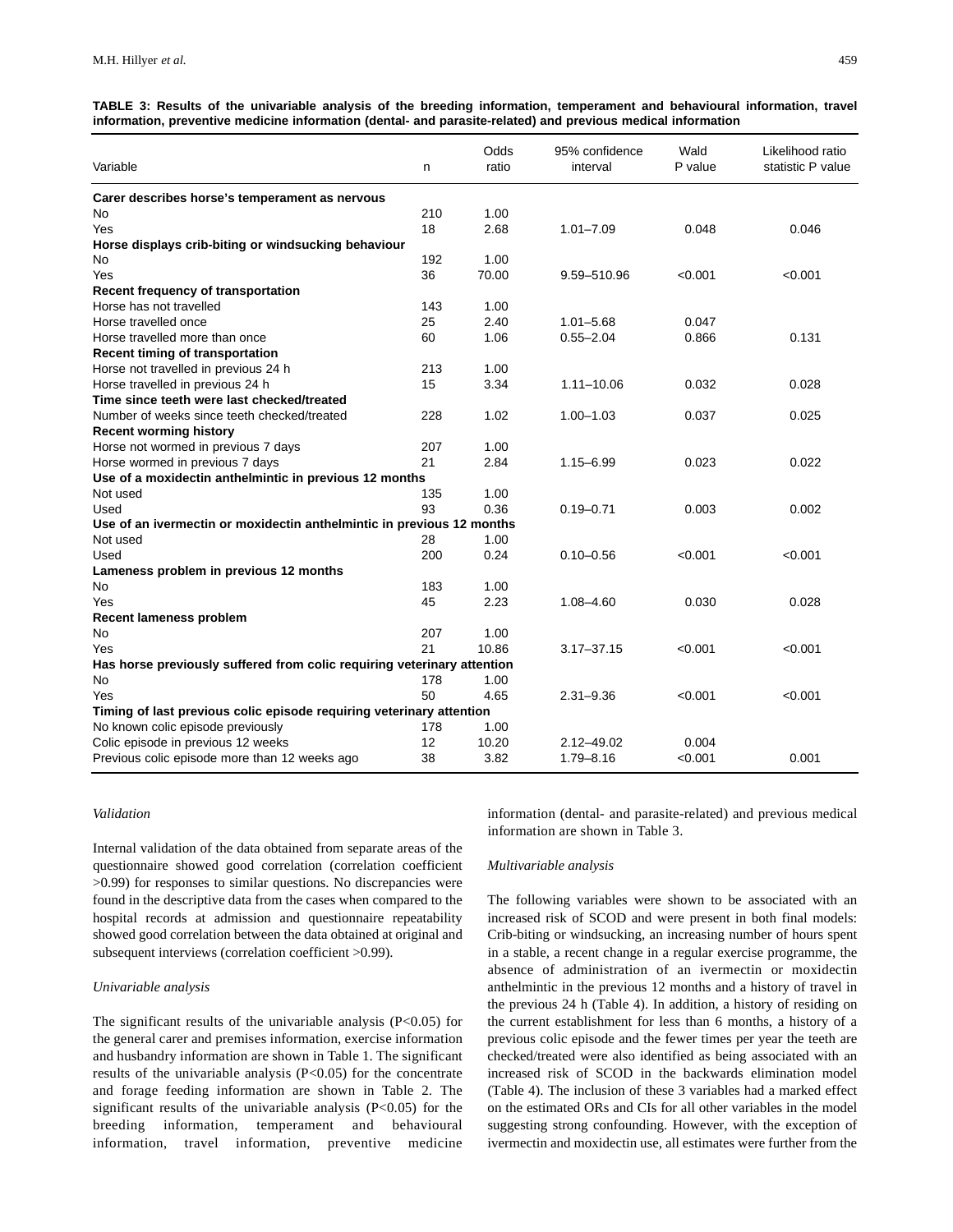**TABLE 3: Results of the univariable analysis of the breeding information, temperament and behavioural information, travel information, preventive medicine information (dental- and parasite-related) and previous medical information**

| Variable | n | Odds ratio | 95% confidence interval | Wald P value | Likelihood ratio statistic P value |
|---|---|---|---|---|---|
| **Carer describes horse's temperament as nervous** | | | | | |
| No | 210 | 1.00 | | | |
| Yes | 18 | 2.68 | 1.01–7.09 | 0.048 | 0.046 |
| **Horse displays crib-biting or windsucking behaviour** | | | | | |
| No | 192 | 1.00 | | | |
| Yes | 36 | 70.00 | 9.59–510.96 | <0.001 | <0.001 |
| **Recent frequency of transportation** | | | | | |
| Horse has not travelled | 143 | 1.00 | | | |
| Horse travelled once | 25 | 2.40 | 1.01–5.68 | 0.047 | |
| Horse travelled more than once | 60 | 1.06 | 0.55–2.04 | 0.866 | 0.131 |
| **Recent timing of transportation** | | | | | |
| Horse not travelled in previous 24 h | 213 | 1.00 | | | |
| Horse travelled in previous 24 h | 15 | 3.34 | 1.11–10.06 | 0.032 | 0.028 |
| **Time since teeth were last checked/treated** | | | | | |
| Number of weeks since teeth checked/treated | 228 | 1.02 | 1.00–1.03 | 0.037 | 0.025 |
| **Recent worming history** | | | | | |
| Horse not wormed in previous 7 days | 207 | 1.00 | | | |
| Horse wormed in previous 7 days | 21 | 2.84 | 1.15–6.99 | 0.023 | 0.022 |
| **Use of a moxidectin anthelmintic in previous 12 months** | | | | | |
| Not used | 135 | 1.00 | | | |
| Used | 93 | 0.36 | 0.19–0.71 | 0.003 | 0.002 |
| **Use of an ivermectin or moxidectin anthelmintic in previous 12 months** | | | | | |
| Not used | 28 | 1.00 | | | |
| Used | 200 | 0.24 | 0.10–0.56 | <0.001 | <0.001 |
| **Lameness problem in previous 12 months** | | | | | |
| No | 183 | 1.00 | | | |
| Yes | 45 | 2.23 | 1.08–4.60 | 0.030 | 0.028 |
| **Recent lameness problem** | | | | | |
| No | 207 | 1.00 | | | |
| Yes | 21 | 10.86 | 3.17–37.15 | <0.001 | <0.001 |
| **Has horse previously suffered from colic requiring veterinary attention** | | | | | |
| No | 178 | 1.00 | | | |
| Yes | 50 | 4.65 | 2.31–9.36 | <0.001 | <0.001 |
| **Timing of last previous colic episode requiring veterinary attention** | | | | | |
| No known colic episode previously | 178 | 1.00 | | | |
| Colic episode in previous 12 weeks | 12 | 10.20 | 2.12–49.02 | 0.004 | |
| Previous colic episode more than 12 weeks ago | 38 | 3.82 | 1.79–8.16 | <0.001 | 0.001 |

*Validation*

Internal validation of the data obtained from separate areas of the questionnaire showed good correlation (correlation coefficient >0.99) for responses to similar questions. No discrepancies were found in the descriptive data from the cases when compared to the hospital records at admission and questionnaire repeatability showed good correlation between the data obtained at original and subsequent interviews (correlation coefficient >0.99).

*Univariable analysis*

The significant results of the univariable analysis ($P<0.05$) for the general carer and premises information, exercise information and husbandry information are shown in Table 1. The significant results of the univariable analysis ($P<0.05$) for the concentrate and forage feeding information are shown in Table 2. The significant results of the univariable analysis ($P<0.05$) for the breeding information, temperament and behavioural information, travel information, preventive medicine information (dental- and parasite-related) and previous medical information are shown in Table 3.

*Multivariable analysis*

The following variables were shown to be associated with an increased risk of SCOD and were present in both final models: Crib-biting or windsucking, an increasing number of hours spent in a stable, a recent change in a regular exercise programme, the absence of administration of an ivermectin or moxidectin anthelmintic in the previous 12 months and a history of travel in the previous 24 h (Table 4). In addition, a history of residing on the current establishment for less than 6 months, a history of a previous colic episode and the fewer times per year the teeth are checked/treated were also identified as being associated with an increased risk of SCOD in the backwards elimination model (Table 4). The inclusion of these 3 variables had a marked effect on the estimated ORs and CIs for all other variables in the model suggesting strong confounding. However, with the exception of ivermectin and moxidectin use, all estimates were further from the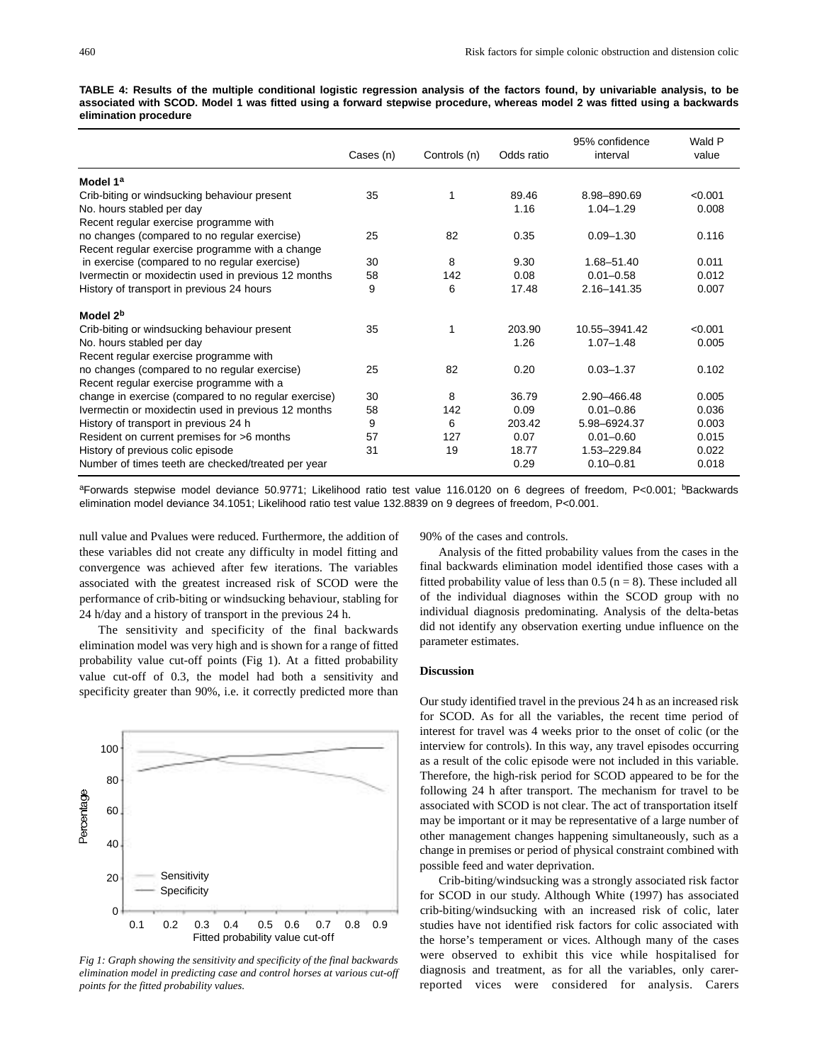**TABLE 4: Results of the multiple conditional logistic regression analysis of the factors found, by univariable analysis, to be associated with SCOD. Model 1 was fitted using a forward stepwise procedure, whereas model 2 was fitted using a backwards elimination procedure**

| | Cases (n) | Controls (n) | Odds ratio | 95% confidence interval | Wald P value |
|---|---|---|---|---|---|
| **Model 1[a]** | | | | | |
| Crib-biting or windsucking behaviour present | 35 | 1 | 89.46 | 8.98–890.69 | <0.001 |
| No. hours stabled per day | | | 1.16 | 1.04–1.29 | 0.008 |
| Recent regular exercise programme with no changes (compared to no regular exercise) | 25 | 82 | 0.35 | 0.09–1.30 | 0.116 |
| Recent regular exercise programme with a change in exercise (compared to no regular exercise) | 30 | 8 | 9.30 | 1.68–51.40 | 0.011 |
| Ivermectin or moxidectin used in previous 12 months | 58 | 142 | 0.08 | 0.01–0.58 | 0.012 |
| History of transport in previous 24 hours | 9 | 6 | 17.48 | 2.16–141.35 | 0.007 |
| **Model 2[b]** | | | | | |
| Crib-biting or windsucking behaviour present | 35 | 1 | 203.90 | 10.55–3941.42 | <0.001 |
| No. hours stabled per day | | | 1.26 | 1.07–1.48 | 0.005 |
| Recent regular exercise programme with no changes (compared to no regular exercise) | 25 | 82 | 0.20 | 0.03–1.37 | 0.102 |
| Recent regular exercise programme with a change in exercise (compared to no regular exercise) | 30 | 8 | 36.79 | 2.90–466.48 | 0.005 |
| Ivermectin or moxidectin used in previous 12 months | 58 | 142 | 0.09 | 0.01–0.86 | 0.036 |
| History of transport in previous 24 h | 9 | 6 | 203.42 | 5.98–6924.37 | 0.003 |
| Resident on current premises for >6 months | 57 | 127 | 0.07 | 0.01–0.60 | 0.015 |
| History of previous colic episode | 31 | 19 | 18.77 | 1.53–229.84 | 0.022 |
| Number of times teeth are checked/treated per year | | | 0.29 | 0.10–0.81 | 0.018 |

[a]Forwards stepwise model deviance 50.9771; Likelihood ratio test value 116.0120 on 6 degrees of freedom, P<0.001; [b]Backwards elimination model deviance 34.1051; Likelihood ratio test value 132.8839 on 9 degrees of freedom, P<0.001.

null value and Pvalues were reduced. Furthermore, the addition of these variables did not create any difficulty in model fitting and convergence was achieved after few iterations. The variables associated with the greatest increased risk of SCOD were the performance of crib-biting or windsucking behaviour, stabling for 24 h/day and a history of transport in the previous 24 h.

The sensitivity and specificity of the final backwards elimination model was very high and is shown for a range of fitted probability value cut-off points (Fig 1). At a fitted probability value cut-off of 0.3, the model had both a sensitivity and specificity greater than 90%, i.e. it correctly predicted more than 90% of the cases and controls.

*Fig 1: Graph showing the sensitivity and specificity of the final backwards elimination model in predicting case and control horses at various cut-off points for the fitted probability values.*

Analysis of the fitted probability values from the cases in the final backwards elimination model identified those cases with a fitted probability value of less than 0.5 (n = 8). These included all of the individual diagnoses within the SCOD group with no individual diagnosis predominating. Analysis of the delta-betas did not identify any observation exerting undue influence on the parameter estimates.

## Discussion

Our study identified travel in the previous 24 h as an increased risk for SCOD. As for all the variables, the recent time period of interest for travel was 4 weeks prior to the onset of colic (or the interview for controls). In this way, any travel episodes occurring as a result of the colic episode were not included in this variable. Therefore, the high-risk period for SCOD appeared to be for the following 24 h after transport. The mechanism for travel to be associated with SCOD is not clear. The act of transportation itself may be important or it may be representative of a large number of other management changes happening simultaneously, such as a change in premises or period of physical constraint combined with possible feed and water deprivation.

Crib-biting/windsucking was a strongly associated risk factor for SCOD in our study. Although White (1997) has associated crib-biting/windsucking with an increased risk of colic, later studies have not identified risk factors for colic associated with the horse's temperament or vices. Although many of the cases were observed to exhibit this vice while hospitalised for diagnosis and treatment, as for all the variables, only carer-reported vices were considered for analysis. Carers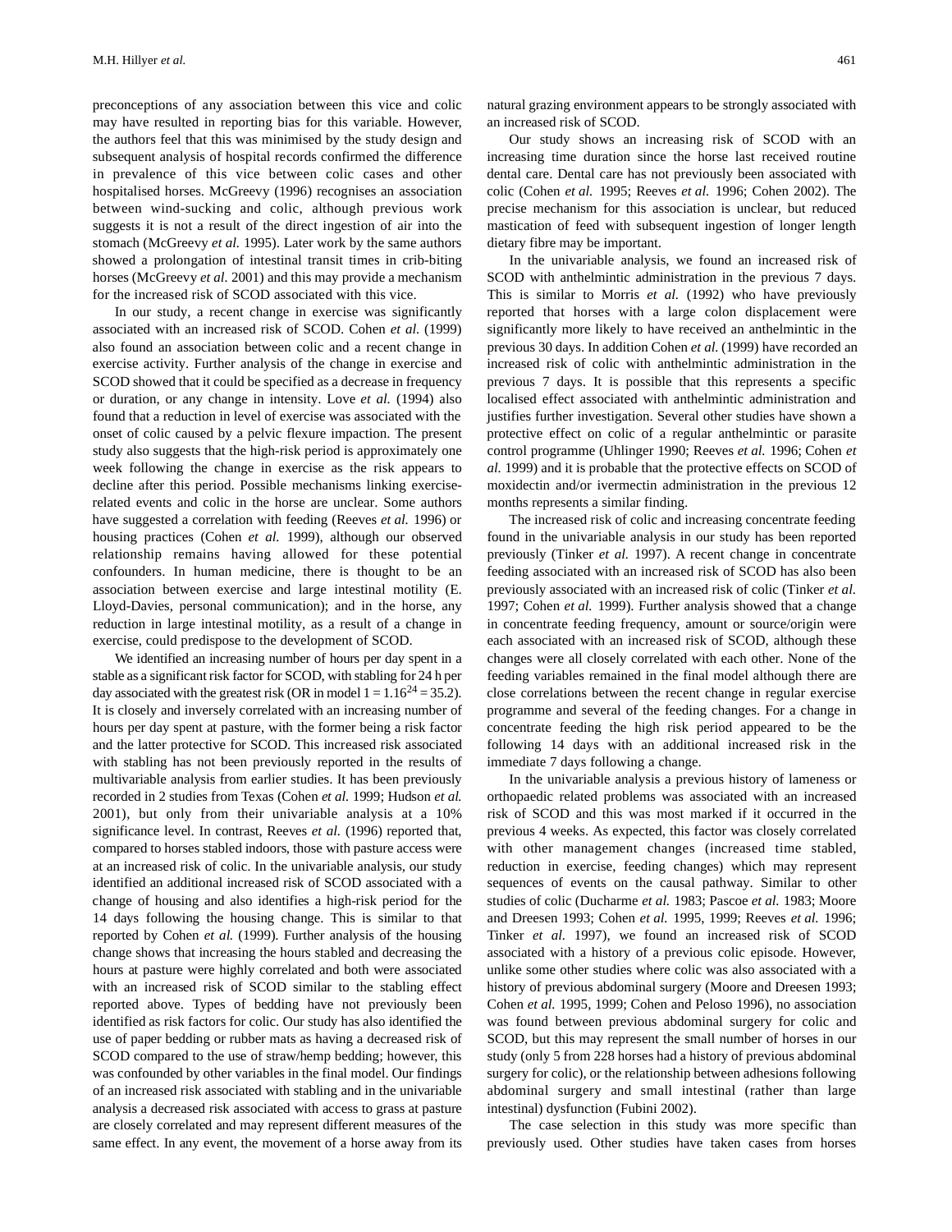preconceptions of any association between this vice and colic may have resulted in reporting bias for this variable. However, the authors feel that this was minimised by the study design and subsequent analysis of hospital records confirmed the difference in prevalence of this vice between colic cases and other hospitalised horses. McGreevy (1996) recognises an association between wind-sucking and colic, although previous work suggests it is not a result of the direct ingestion of air into the stomach (McGreevy *et al.* 1995). Later work by the same authors showed a prolongation of intestinal transit times in crib-biting horses (McGreevy *et al.* 2001) and this may provide a mechanism for the increased risk of SCOD associated with this vice.

In our study, a recent change in exercise was significantly associated with an increased risk of SCOD. Cohen *et al.* (1999) also found an association between colic and a recent change in exercise activity. Further analysis of the change in exercise and SCOD showed that it could be specified as a decrease in frequency or duration, or any change in intensity. Love *et al.* (1994) also found that a reduction in level of exercise was associated with the onset of colic caused by a pelvic flexure impaction. The present study also suggests that the high-risk period is approximately one week following the change in exercise as the risk appears to decline after this period. Possible mechanisms linking exercise-related events and colic in the horse are unclear. Some authors have suggested a correlation with feeding (Reeves *et al.* 1996) or housing practices (Cohen *et al.* 1999), although our observed relationship remains having allowed for these potential confounders. In human medicine, there is thought to be an association between exercise and large intestinal motility (E. Lloyd-Davies, personal communication); and in the horse, any reduction in large intestinal motility, as a result of a change in exercise, could predispose to the development of SCOD.

We identified an increasing number of hours per day spent in a stable as a significant risk factor for SCOD, with stabling for 24 h per day associated with the greatest risk (OR in model 1 = $1.16^{24} = 35.2$). It is closely and inversely correlated with an increasing number of hours per day spent at pasture, with the former being a risk factor and the latter protective for SCOD. This increased risk associated with stabling has not been previously reported in the results of multivariable analysis from earlier studies. It has been previously recorded in 2 studies from Texas (Cohen *et al.* 1999; Hudson *et al.* 2001), but only from their univariable analysis at a 10% significance level. In contrast, Reeves *et al.* (1996) reported that, compared to horses stabled indoors, those with pasture access were at an increased risk of colic. In the univariable analysis, our study identified an additional increased risk of SCOD associated with a change of housing and also identifies a high-risk period for the 14 days following the housing change. This is similar to that reported by Cohen *et al.* (1999). Further analysis of the housing change shows that increasing the hours stabled and decreasing the hours at pasture were highly correlated and both were associated with an increased risk of SCOD similar to the stabling effect reported above. Types of bedding have not previously been identified as risk factors for colic. Our study has also identified the use of paper bedding or rubber mats as having a decreased risk of SCOD compared to the use of straw/hemp bedding; however, this was confounded by other variables in the final model. Our findings of an increased risk associated with stabling and in the univariable analysis a decreased risk associated with access to grass at pasture are closely correlated and may represent different measures of the same effect. In any event, the movement of a horse away from its natural grazing environment appears to be strongly associated with an increased risk of SCOD.

Our study shows an increasing risk of SCOD with an increasing time duration since the horse last received routine dental care. Dental care has not previously been associated with colic (Cohen *et al.* 1995; Reeves *et al.* 1996; Cohen 2002). The precise mechanism for this association is unclear, but reduced mastication of feed with subsequent ingestion of longer length dietary fibre may be important.

In the univariable analysis, we found an increased risk of SCOD with anthelmintic administration in the previous 7 days. This is similar to Morris *et al.* (1992) who have previously reported that horses with a large colon displacement were significantly more likely to have received an anthelmintic in the previous 30 days. In addition Cohen *et al.* (1999) have recorded an increased risk of colic with anthelmintic administration in the previous 7 days. It is possible that this represents a specific localised effect associated with anthelmintic administration and justifies further investigation. Several other studies have shown a protective effect on colic of a regular anthelmintic or parasite control programme (Uhlinger 1990; Reeves *et al.* 1996; Cohen *et al.* 1999) and it is probable that the protective effects on SCOD of moxidectin and/or ivermectin administration in the previous 12 months represents a similar finding.

The increased risk of colic and increasing concentrate feeding found in the univariable analysis in our study has been reported previously (Tinker *et al.* 1997). A recent change in concentrate feeding associated with an increased risk of SCOD has also been previously associated with an increased risk of colic (Tinker *et al.* 1997; Cohen *et al.* 1999). Further analysis showed that a change in concentrate feeding frequency, amount or source/origin were each associated with an increased risk of SCOD, although these changes were all closely correlated with each other. None of the feeding variables remained in the final model although there are close correlations between the recent change in regular exercise programme and several of the feeding changes. For a change in concentrate feeding the high risk period appeared to be the following 14 days with an additional increased risk in the immediate 7 days following a change.

In the univariable analysis a previous history of lameness or orthopaedic related problems was associated with an increased risk of SCOD and this was most marked if it occurred in the previous 4 weeks. As expected, this factor was closely correlated with other management changes (increased time stabled, reduction in exercise, feeding changes) which may represent sequences of events on the causal pathway. Similar to other studies of colic (Ducharme *et al.* 1983; Pascoe *et al.* 1983; Moore and Dreesen 1993; Cohen *et al.* 1995, 1999; Reeves *et al.* 1996; Tinker *et al.* 1997), we found an increased risk of SCOD associated with a history of a previous colic episode. However, unlike some other studies where colic was also associated with a history of previous abdominal surgery (Moore and Dreesen 1993; Cohen *et al.* 1995, 1999; Cohen and Peloso 1996), no association was found between previous abdominal surgery for colic and SCOD, but this may represent the small number of horses in our study (only 5 from 228 horses had a history of previous abdominal surgery for colic), or the relationship between adhesions following abdominal surgery and small intestinal (rather than large intestinal) dysfunction (Fubini 2002).

The case selection in this study was more specific than previously used. Other studies have taken cases from horses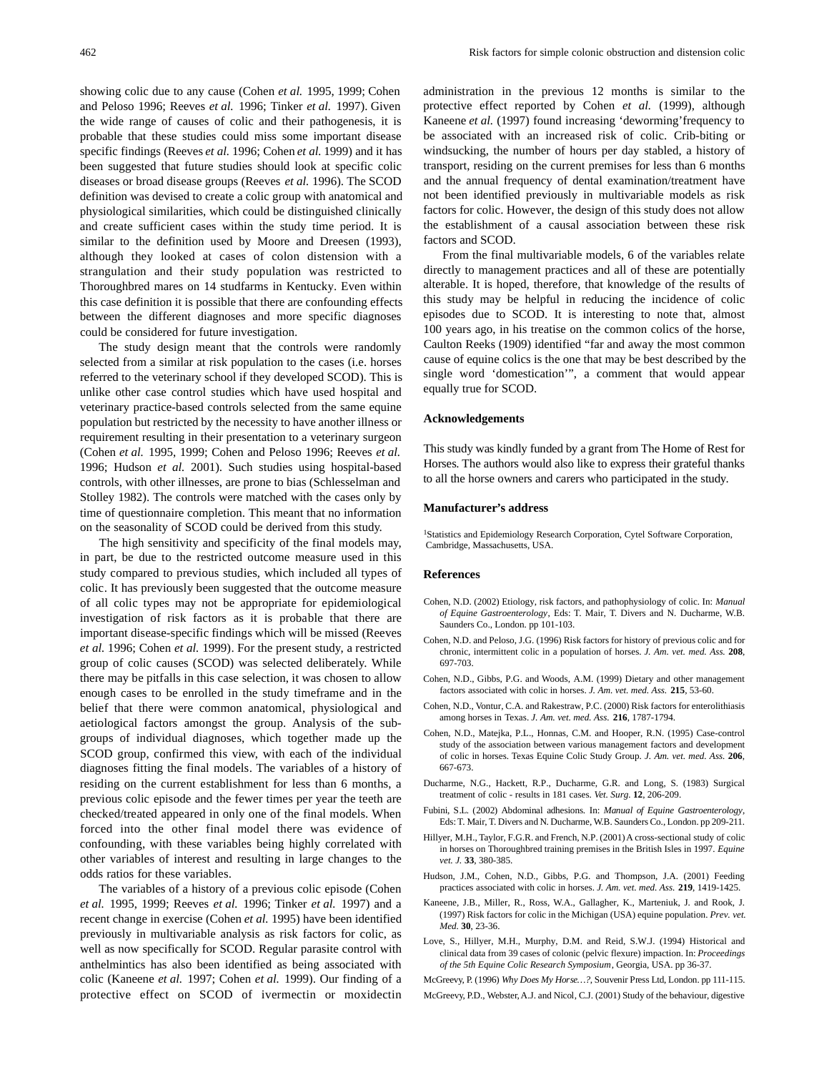showing colic due to any cause (Cohen *et al.* 1995, 1999; Cohen and Peloso 1996; Reeves *et al.* 1996; Tinker *et al.* 1997). Given the wide range of causes of colic and their pathogenesis, it is probable that these studies could miss some important disease specific findings (Reeves *et al.* 1996; Cohen *et al.* 1999) and it has been suggested that future studies should look at specific colic diseases or broad disease groups (Reeves *et al.* 1996). The SCOD definition was devised to create a colic group with anatomical and physiological similarities, which could be distinguished clinically and create sufficient cases within the study time period. It is similar to the definition used by Moore and Dreesen (1993), although they looked at cases of colon distension with a strangulation and their study population was restricted to Thoroughbred mares on 14 studfarms in Kentucky. Even within this case definition it is possible that there are confounding effects between the different diagnoses and more specific diagnoses could be considered for future investigation.

The study design meant that the controls were randomly selected from a similar at risk population to the cases (i.e. horses referred to the veterinary school if they developed SCOD). This is unlike other case control studies which have used hospital and veterinary practice-based controls selected from the same equine population but restricted by the necessity to have another illness or requirement resulting in their presentation to a veterinary surgeon (Cohen *et al.* 1995, 1999; Cohen and Peloso 1996; Reeves *et al.* 1996; Hudson *et al.* 2001). Such studies using hospital-based controls, with other illnesses, are prone to bias (Schlesselman and Stolley 1982). The controls were matched with the cases only by time of questionnaire completion. This meant that no information on the seasonality of SCOD could be derived from this study.

The high sensitivity and specificity of the final models may, in part, be due to the restricted outcome measure used in this study compared to previous studies, which included all types of colic. It has previously been suggested that the outcome measure of all colic types may not be appropriate for epidemiological investigation of risk factors as it is probable that there are important disease-specific findings which will be missed (Reeves *et al.* 1996; Cohen *et al.* 1999). For the present study, a restricted group of colic causes (SCOD) was selected deliberately. While there may be pitfalls in this case selection, it was chosen to allow enough cases to be enrolled in the study timeframe and in the belief that there were common anatomical, physiological and aetiological factors amongst the group. Analysis of the sub-groups of individual diagnoses, which together made up the SCOD group, confirmed this view, with each of the individual diagnoses fitting the final models. The variables of a history of residing on the current establishment for less than 6 months, a previous colic episode and the fewer times per year the teeth are checked/treated appeared in only one of the final models. When forced into the other final model there was evidence of confounding, with these variables being highly correlated with other variables of interest and resulting in large changes to the odds ratios for these variables.

The variables of a history of a previous colic episode (Cohen *et al.* 1995, 1999; Reeves *et al.* 1996; Tinker *et al.* 1997) and a recent change in exercise (Cohen *et al.* 1995) have been identified previously in multivariable analysis as risk factors for colic, as well as now specifically for SCOD. Regular parasite control with anthelmintics has also been identified as being associated with colic (Kaneene *et al.* 1997; Cohen *et al.* 1999). Our finding of a protective effect on SCOD of ivermectin or moxidectin administration in the previous 12 months is similar to the protective effect reported by Cohen *et al.* (1999), although Kaneene *et al.* (1997) found increasing 'deworming' frequency to be associated with an increased risk of colic. Crib-biting or windsucking, the number of hours per day stabled, a history of transport, residing on the current premises for less than 6 months and the annual frequency of dental examination/treatment have not been identified previously in multivariable models as risk factors for colic. However, the design of this study does not allow the establishment of a causal association between these risk factors and SCOD.

From the final multivariable models, 6 of the variables relate directly to management practices and all of these are potentially alterable. It is hoped, therefore, that knowledge of the results of this study may be helpful in reducing the incidence of colic episodes due to SCOD. It is interesting to note that, almost 100 years ago, in his treatise on the common colics of the horse, Caulton Reeks (1909) identified "far and away the most common cause of equine colics is the one that may be best described by the single word 'domestication'", a comment that would appear equally true for SCOD.

## Acknowledgements

This study was kindly funded by a grant from The Home of Rest for Horses. The authors would also like to express their grateful thanks to all the horse owners and carers who participated in the study.

## Manufacturer's address

[1]Statistics and Epidemiology Research Corporation, Cytel Software Corporation, Cambridge, Massachusetts, USA.

## References

Cohen, N.D. (2002) Etiology, risk factors, and pathophysiology of colic. In: *Manual of Equine Gastroenterology*, Eds: T. Mair, T. Divers and N. Ducharme, W.B. Saunders Co., London. pp 101-103.

Cohen, N.D. and Peloso, J.G. (1996) Risk factors for history of previous colic and for chronic, intermittent colic in a population of horses. *J. Am. vet. med. Ass.* **208**, 697-703.

Cohen, N.D., Gibbs, P.G. and Woods, A.M. (1999) Dietary and other management factors associated with colic in horses. *J. Am. vet. med. Ass.* **215**, 53-60.

Cohen, N.D., Vontur, C.A. and Rakestraw, P.C. (2000) Risk factors for enterolithiasis among horses in Texas. *J. Am. vet. med. Ass.* **216**, 1787-1794.

Cohen, N.D., Matejka, P.L., Honnas, C.M. and Hooper, R.N. (1995) Case-control study of the association between various management factors and development of colic in horses. Texas Equine Colic Study Group. *J. Am. vet. med. Ass.* **206**, 667-673.

Ducharme, N.G., Hackett, R.P., Ducharme, G.R. and Long, S. (1983) Surgical treatment of colic - results in 181 cases. *Vet. Surg.* **12**, 206-209.

Fubini, S.L. (2002) Abdominal adhesions. In: *Manual of Equine Gastroenterology*, Eds: T. Mair, T. Divers and N. Ducharme, W.B. Saunders Co., London. pp 209-211.

Hillyer, M.H., Taylor, F.G.R. and French, N.P. (2001) A cross-sectional study of colic in horses on Thoroughbred training premises in the British Isles in 1997. *Equine vet. J.* **33**, 380-385.

Hudson, J.M., Cohen, N.D., Gibbs, P.G. and Thompson, J.A. (2001) Feeding practices associated with colic in horses. *J. Am. vet. med. Ass.* **219**, 1419-1425.

Kaneene, J.B., Miller, R., Ross, W.A., Gallagher, K., Marteniuk, J. and Rook, J. (1997) Risk factors for colic in the Michigan (USA) equine population. *Prev. vet. Med.* **30**, 23-36.

Love, S., Hillyer, M.H., Murphy, D.M. and Reid, S.W.J. (1994) Historical and clinical data from 39 cases of colonic (pelvic flexure) impaction. In: *Proceedings of the 5th Equine Colic Research Symposium*, Georgia, USA. pp 36-37.

McGreevy, P. (1996) *Why Does My Horse…?*, Souvenir Press Ltd, London. pp 111-115.

McGreevy, P.D., Webster, A.J. and Nicol, C.J. (2001) Study of the behaviour, digestive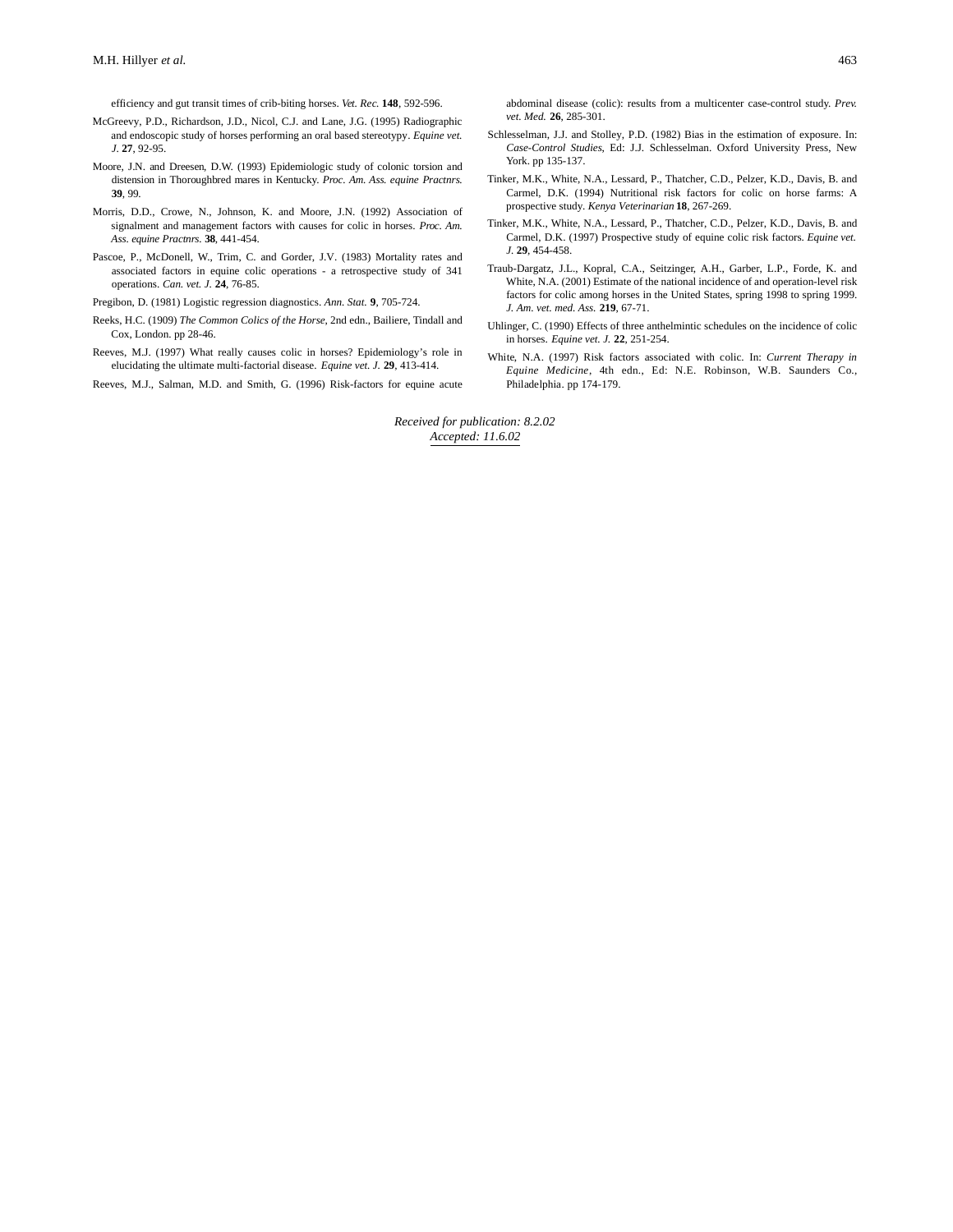efficiency and gut transit times of crib-biting horses. *Vet. Rec.* **148**, 592-596.

McGreevy, P.D., Richardson, J.D., Nicol, C.J. and Lane, J.G. (1995) Radiographic and endoscopic study of horses performing an oral based stereotypy. *Equine vet. J.* **27**, 92-95.

Moore, J.N. and Dreesen, D.W. (1993) Epidemiologic study of colonic torsion and distension in Thoroughbred mares in Kentucky. *Proc. Am. Ass. equine Practnrs.* **39**, 99.

Morris, D.D., Crowe, N., Johnson, K. and Moore, J.N. (1992) Association of signalment and management factors with causes for colic in horses. *Proc. Am. Ass. equine Practnrs.* **38**, 441-454.

Pascoe, P., McDonell, W., Trim, C. and Gorder, J.V. (1983) Mortality rates and associated factors in equine colic operations - a retrospective study of 341 operations. *Can. vet. J.* **24**, 76-85.

Pregibon, D. (1981) Logistic regression diagnostics. *Ann. Stat.* **9**, 705-724.

Reeks, H.C. (1909) *The Common Colics of the Horse*, 2nd edn., Bailiere, Tindall and Cox, London. pp 28-46.

Reeves, M.J. (1997) What really causes colic in horses? Epidemiology's role in elucidating the ultimate multi-factorial disease. *Equine vet. J.* **29**, 413-414.

Reeves, M.J., Salman, M.D. and Smith, G. (1996) Risk-factors for equine acute abdominal disease (colic): results from a multicenter case-control study. *Prev. vet. Med.* **26**, 285-301.

Schlesselman, J.J. and Stolley, P.D. (1982) Bias in the estimation of exposure. In: *Case-Control Studies*, Ed: J.J. Schlesselman. Oxford University Press, New York. pp 135-137.

Tinker, M.K., White, N.A., Lessard, P., Thatcher, C.D., Pelzer, K.D., Davis, B. and Carmel, D.K. (1994) Nutritional risk factors for colic on horse farms: A prospective study. *Kenya Veterinarian* **18**, 267-269.

Tinker, M.K., White, N.A., Lessard, P., Thatcher, C.D., Pelzer, K.D., Davis, B. and Carmel, D.K. (1997) Prospective study of equine colic risk factors. *Equine vet. J.* **29**, 454-458.

Traub-Dargatz, J.L., Kopral, C.A., Seitzinger, A.H., Garber, L.P., Forde, K. and White, N.A. (2001) Estimate of the national incidence of and operation-level risk factors for colic among horses in the United States, spring 1998 to spring 1999. *J. Am. vet. med. Ass.* **219**, 67-71.

Uhlinger, C. (1990) Effects of three anthelmintic schedules on the incidence of colic in horses. *Equine vet. J.* **22**, 251-254.

White, N.A. (1997) Risk factors associated with colic. In: *Current Therapy in Equine Medicine*, 4th edn., Ed: N.E. Robinson, W.B. Saunders Co., Philadelphia. pp 174-179.

*Received for publication: 8.2.02*
*Accepted: 11.6.02*